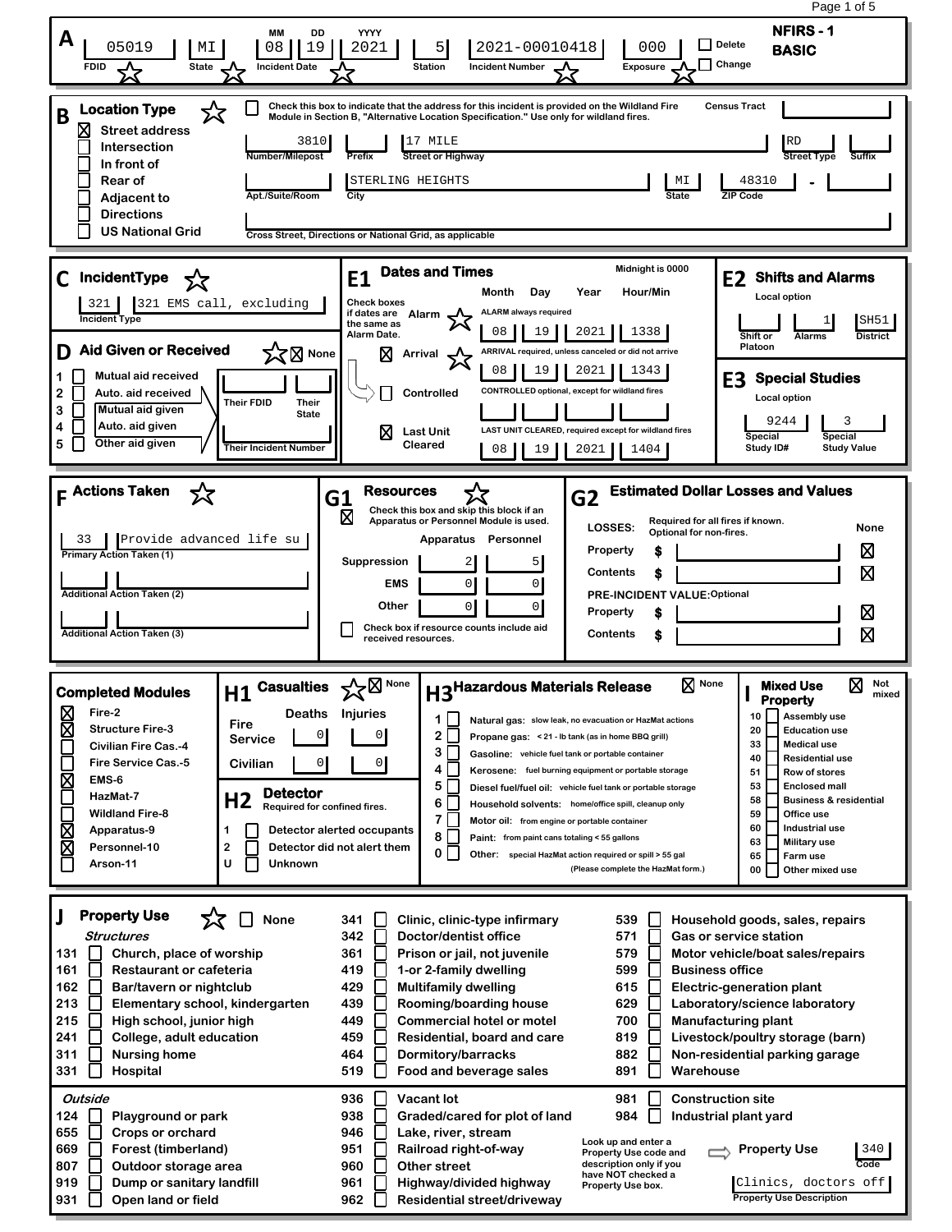# NFIRS - 1 BASIC

## A

| FDID | State | Incident Date (MM DD YYYY) | Station | Incident Number | Exposure |
|---|---|---|---|---|---|
| 05019 | MI | 08 19 2021 | 5 | 2021-00010418 | 000 |

☐ Delete
☐ Change

## B Location Type

☒ Street address
☐ Intersection
☐ In front of
☐ Rear of
☐ Adjacent to
☐ Directions
☐ US National Grid

☐ Check this box to indicate that the address for this incident is provided on the Wildland Fire Module in Section B, "Alternative Location Specification." Use only for wildland fires.

Census Tract:

| Number/Milepost | Prefix | Street or Highway | Street Type | Suffix |
|---|---|---|---|---|
| 3810 | | 17 MILE | RD | |

| Apt./Suite/Room | City | State | ZIP Code |
|---|---|---|---|
| | STERLING HEIGHTS | MI | 48310 - |

Cross Street, Directions or National Grid, as applicable:

## C IncidentType

Incident Type: 321 — 321 EMS call, excluding

## D Aid Given or Received

☒ None

1 ☐ Mutual aid received
2 ☐ Auto. aid received
3 ☐ Mutual aid given
4 ☐ Auto. aid given
5 ☐ Other aid given

Their FDID: | Their State: | Their Incident Number:

## E1 Dates and Times

Midnight is 0000

Check boxes if dates are the same as Alarm Date.

| | Month | Day | Year | Hour/Min |
|---|---|---|---|---|
| Alarm (ALARM always required) | 08 | 19 | 2021 | 1338 |
| ☒ Arrival (ARRIVAL required, unless canceled or did not arrive) | 08 | 19 | 2021 | 1343 |
| ☐ Controlled (CONTROLLED optional, except for wildland fires) | | | | |
| ☒ Last Unit Cleared (LAST UNIT CLEARED, required except for wildland fires) | 08 | 19 | 2021 | 1404 |

## E2 Shifts and Alarms

Local option

| Shift or Platoon | Alarms | District |
|---|---|---|
| | 1 | SH51 |

## E3 Special Studies

Local option

| Special Study ID# | Special Study Value |
|---|---|
| 9244 | 3 |

## F Actions Taken

Primary Action Taken (1): 33 — Provide advanced life su

Additional Action Taken (2):

Additional Action Taken (3):

## G1 Resources

☒ Check this box and skip this block if an Apparatus or Personnel Module is used.

| | Apparatus | Personnel |
|---|---|---|
| Suppression | 2 | 5 |
| EMS | 0 | 0 |
| Other | 0 | 0 |

☐ Check box if resource counts include aid received resources.

## G2 Estimated Dollar Losses and Values

LOSSES: Required for all fires if known. Optional for non-fires.

| | $ | None |
|---|---|---|
| Property | | ☒ |
| Contents | | ☒ |

PRE-INCIDENT VALUE: Optional

| | $ | None |
|---|---|---|
| Property | | ☒ |
| Contents | | ☒ |

## Completed Modules

☒ Fire-2
☒ Structure Fire-3
☐ Civilian Fire Cas.-4
☐ Fire Service Cas.-5
☒ EMS-6
☐ HazMat-7
☐ Wildland Fire-8
☒ Apparatus-9
☒ Personnel-10
☐ Arson-11

## H1 Casualties

☒ None

| | Deaths | Injuries |
|---|---|---|
| Fire Service | 0 | 0 |
| Civilian | 0 | 0 |

## H2 Detector

Required for confined fires.

1 ☐ Detector alerted occupants
2 ☐ Detector did not alert them
U ☐ Unknown

## H3 Hazardous Materials Release

☒ None

1 ☐ Natural gas: slow leak, no evacuation or HazMat actions
2 ☐ Propane gas: < 21 - lb tank (as in home BBQ grill)
3 ☐ Gasoline: vehicle fuel tank or portable container
4 ☐ Kerosene: fuel burning equipment or portable storage
5 ☐ Diesel fuel/fuel oil: vehicle fuel tank or portable storage
6 ☐ Household solvents: home/office spill, cleanup only
7 ☐ Motor oil: from engine or portable container
8 ☐ Paint: from paint cans totaling < 55 gallons
0 ☐ Other: special HazMat action required or spill > 55 gal (Please complete the HazMat form.)

## I Mixed Use Property

☒ Not mixed

10 ☐ Assembly use
20 ☐ Education use
33 ☐ Medical use
40 ☐ Residential use
51 ☐ Row of stores
53 ☐ Enclosed mall
58 ☐ Business & residential
59 ☐ Office use
60 ☐ Industrial use
63 ☐ Military use
65 ☐ Farm use
00 ☐ Other mixed use

## J Property Use

☐ None

*Structures*

131 ☐ Church, place of worship
161 ☐ Restaurant or cafeteria
162 ☐ Bar/tavern or nightclub
213 ☐ Elementary school, kindergarten
215 ☐ High school, junior high
241 ☐ College, adult education
311 ☐ Nursing home
331 ☐ Hospital
341 ☐ Clinic, clinic-type infirmary
342 ☐ Doctor/dentist office
361 ☐ Prison or jail, not juvenile
419 ☐ 1-or 2-family dwelling
429 ☐ Multifamily dwelling
439 ☐ Rooming/boarding house
449 ☐ Commercial hotel or motel
459 ☐ Residential, board and care
464 ☐ Dormitory/barracks
519 ☐ Food and beverage sales
539 ☐ Household goods, sales, repairs
571 ☐ Gas or service station
579 ☐ Motor vehicle/boat sales/repairs
599 ☐ Business office
615 ☐ Electric-generation plant
629 ☐ Laboratory/science laboratory
700 ☐ Manufacturing plant
819 ☐ Livestock/poultry storage (barn)
882 ☐ Non-residential parking garage
891 ☐ Warehouse

*Outside*

124 ☐ Playground or park
655 ☐ Crops or orchard
669 ☐ Forest (timberland)
807 ☐ Outdoor storage area
919 ☐ Dump or sanitary landfill
931 ☐ Open land or field
936 ☐ Vacant lot
938 ☐ Graded/cared for plot of land
946 ☐ Lake, river, stream
951 ☐ Railroad right-of-way
960 ☐ Other street
961 ☐ Highway/divided highway
962 ☐ Residential street/driveway
981 ☐ Construction site
984 ☐ Industrial plant yard

Look up and enter a Property Use code and description only if you have NOT checked a Property Use box.

Property Use Code: 340

Property Use Description: Clinics, doctors off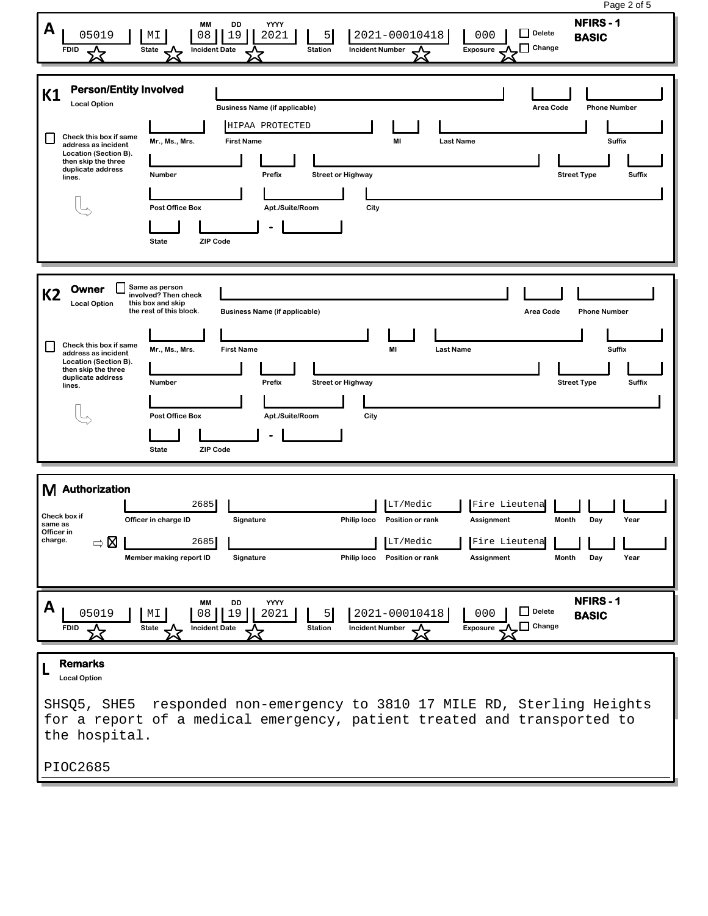## A

| FDID | State | Incident Date (MM DD YYYY) | Station | Incident Number | Exposure | | |
|---|---|---|---|---|---|---|---|
| 05019 | MI | 08 19 2021 | 5 | 2021-00010418 | 000 | ☐ Delete ☐ Change | **NFIRS - 1 BASIC** |

## K1 Person/Entity Involved

Local Option

☐ Check this box if same address as incident Location (Section B). then skip the three duplicate address lines.

| Field | Value |
|---|---|
| Business Name (if applicable) | |
| Area Code | |
| Phone Number | |
| Mr., Ms., Mrs. | |
| First Name | HIPAA PROTECTED |
| MI | |
| Last Name | |
| Suffix | |
| Number | |
| Prefix | |
| Street or Highway | |
| Street Type | |
| Suffix | |
| Post Office Box | |
| Apt./Suite/Room | |
| City | |
| State | |
| ZIP Code | - |

## K2 Owner

Local Option

☐ Same as person involved? Then check this box and skip the rest of this block.

☐ Check this box if same address as incident Location (Section B). then skip the three duplicate address lines.

| Field | Value |
|---|---|
| Business Name (if applicable) | |
| Area Code | |
| Phone Number | |
| Mr., Ms., Mrs. | |
| First Name | |
| MI | |
| Last Name | |
| Suffix | |
| Number | |
| Prefix | |
| Street or Highway | |
| Street Type | |
| Suffix | |
| Post Office Box | |
| Apt./Suite/Room | |
| City | |
| State | |
| ZIP Code | - |

## M Authorization

| | ID | Signature | | Position or rank | Assignment | Month | Day | Year |
|---|---|---|---|---|---|---|---|---|
| Officer in charge ID | 2685 | | Philip Ioco | LT/Medic | Fire Lieutena | | | |
| Member making report ID | 2685 | | Philip Ioco | LT/Medic | Fire Lieutena | | | |

Check box if same as Officer in charge. ⇨ ☒

## A

| FDID | State | Incident Date (MM DD YYYY) | Station | Incident Number | Exposure | | |
|---|---|---|---|---|---|---|---|
| 05019 | MI | 08 19 2021 | 5 | 2021-00010418 | 000 | ☐ Delete ☐ Change | **NFIRS - 1 BASIC** |

## L Remarks

Local Option

SHSQ5, SHE5 responded non-emergency to 3810 17 MILE RD, Sterling Heights for a report of a medical emergency, patient treated and transported to the hospital.

PIOC2685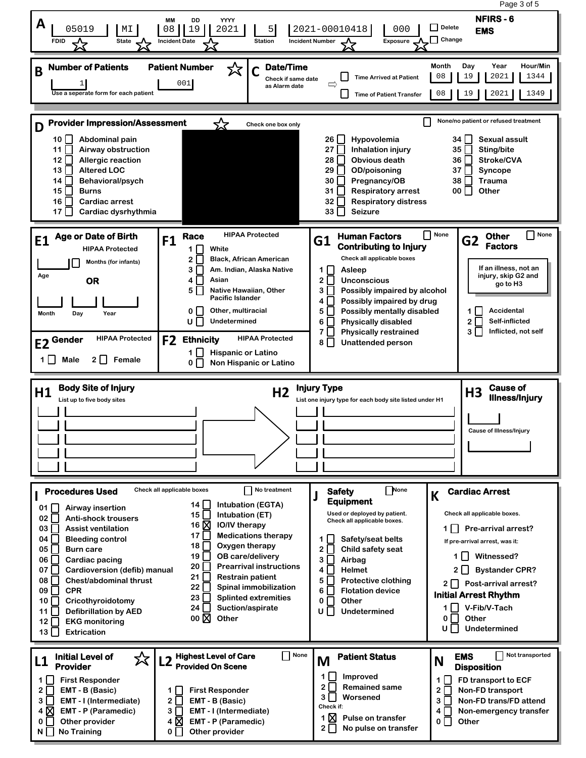# NFIRS - 6 EMS

## A

| FDID | State | Incident Date (MM DD YYYY) | Station | Incident Number | Exposure |
|---|---|---|---|---|---|
| 05019 | MI | 08 19 2021 | 5 | 2021-00010418 | 000 |

☐ Delete
☐ Change

## B Number of Patients / Patient Number

Number of Patients: 1

Patient Number: 001

Use a seperate form for each patient

## C Date/Time

Check if same date as Alarm date

| | Month | Day | Year | Hour/Min |
|---|---|---|---|---|
| ☐ Time Arrived at Patient | 08 | 19 | 2021 | 1344 |
| ☐ Time of Patient Transfer | 08 | 19 | 2021 | 1349 |

## D Provider Impression/Assessment

Check one box only

☐ None/no patient or refused treatment

- 10 ☐ Abdominal pain
- 11 ☐ Airway obstruction
- 12 ☐ Allergic reaction
- 13 ☐ Altered LOC
- 14 ☐ Behavioral/psych
- 15 ☐ Burns
- 16 ☐ Cardiac arrest
- 17 ☐ Cardiac dysrhythmia
- 26 ☐ Hypovolemia
- 27 ☐ Inhalation injury
- 28 ☐ Obvious death
- 29 ☐ OD/poisoning
- 30 ☐ Pregnancy/OB
- 31 ☐ Respiratory arrest
- 32 ☐ Respiratory distress
- 33 ☐ Seizure
- 34 ☐ Sexual assault
- 35 ☐ Sting/bite
- 36 ☐ Stroke/CVA
- 37 ☐ Syncope
- 38 ☐ Trauma
- 00 ☐ Other

## E1 Age or Date of Birth

HIPAA Protected

Age ☐ Months (for infants)

OR

Month / Day / Year

## E2 Gender

HIPAA Protected

1 ☐ Male 2 ☐ Female

## F1 Race

HIPAA Protected

- 1 ☐ White
- 2 ☐ Black, African American
- 3 ☐ Am. Indian, Alaska Native
- 4 ☐ Asian
- 5 ☐ Native Hawaiian, Other Pacific Islander
- 0 ☐ Other, multiracial
- U ☐ Undetermined

## F2 Ethnicity

HIPAA Protected

- 1 ☐ Hispanic or Latino
- 0 ☐ Non Hispanic or Latino

## G1 Human Factors Contributing to Injury

☐ None

Check all applicable boxes

- 1 ☐ Asleep
- 2 ☐ Unconscious
- 3 ☐ Possibly impaired by alcohol
- 4 ☐ Possibly impaired by drug
- 5 ☐ Possibly mentally disabled
- 6 ☐ Physically disabled
- 7 ☐ Physically restrained
- 8 ☐ Unattended person

## G2 Other Factors

☐ None

If an illness, not an injury, skip G2 and go to H3

- 1 ☐ Accidental
- 2 ☐ Self-inflicted
- 3 ☐ Inflicted, not self

## H1 Body Site of Injury

List up to five body sites

## H2 Injury Type

List one injury type for each body site listed under H1

## H3 Cause of Illness/Injury

Cause of Illness/Injury

## I Procedures Used

Check all applicable boxes

☐ No treatment

- 01 ☐ Airway insertion
- 02 ☐ Anti-shock trousers
- 03 ☐ Assist ventilation
- 04 ☐ Bleeding control
- 05 ☐ Burn care
- 06 ☐ Cardiac pacing
- 07 ☐ Cardioversion (defib) manual
- 08 ☐ Chest/abdominal thrust
- 09 ☐ CPR
- 10 ☐ Cricothyroidotomy
- 11 ☐ Defibrillation by AED
- 12 ☐ EKG monitoring
- 13 ☐ Extrication
- 14 ☐ Intubation (EGTA)
- 15 ☐ Intubation (ET)
- 16 ☒ IO/IV therapy
- 17 ☐ Medications therapy
- 18 ☐ Oxygen therapy
- 19 ☐ OB care/delivery
- 20 ☐ Prearrival instructions
- 21 ☐ Restrain patient
- 22 ☐ Spinal immobilization
- 23 ☐ Splinted extremities
- 24 ☐ Suction/aspirate
- 00 ☒ Other

## J Safety Equipment

☐ None

Used or deployed by patient. Check all applicable boxes.

- 1 ☐ Safety/seat belts
- 2 ☐ Child safety seat
- 3 ☐ Airbag
- 4 ☐ Helmet
- 5 ☐ Protective clothing
- 6 ☐ Flotation device
- 0 ☐ Other
- U ☐ Undetermined

## K Cardiac Arrest

Check all applicable boxes.

- 1 ☐ Pre-arrival arrest?

If pre-arrival arrest, was it:

- 1 ☐ Witnessed?
- 2 ☐ Bystander CPR?
- 2 ☐ Post-arrival arrest?

**Initial Arrest Rhythm**

- 1 ☐ V-Fib/V-Tach
- 0 ☐ Other
- U ☐ Undetermined

## L1 Initial Level of Provider

- 1 ☐ First Responder
- 2 ☐ EMT - B (Basic)
- 3 ☐ EMT - I (Intermediate)
- 4 ☒ EMT - P (Paramedic)
- 0 ☐ Other provider
- N ☐ No Training

## L2 Highest Level of Care Provided On Scene

☐ None

- 1 ☐ First Responder
- 2 ☐ EMT - B (Basic)
- 3 ☐ EMT - I (Intermediate)
- 4 ☒ EMT - P (Paramedic)
- 0 ☐ Other provider

## M Patient Status

- 1 ☐ Improved
- 2 ☐ Remained same
- 3 ☐ Worsened

Check if:

- 1 ☒ Pulse on transfer
- 2 ☐ No pulse on transfer

## N EMS Disposition

☐ Not transported

- 1 ☐ FD transport to ECF
- 2 ☐ Non-FD transport
- 3 ☐ Non-FD trans/FD attend
- 4 ☐ Non-emergency transfer
- 0 ☐ Other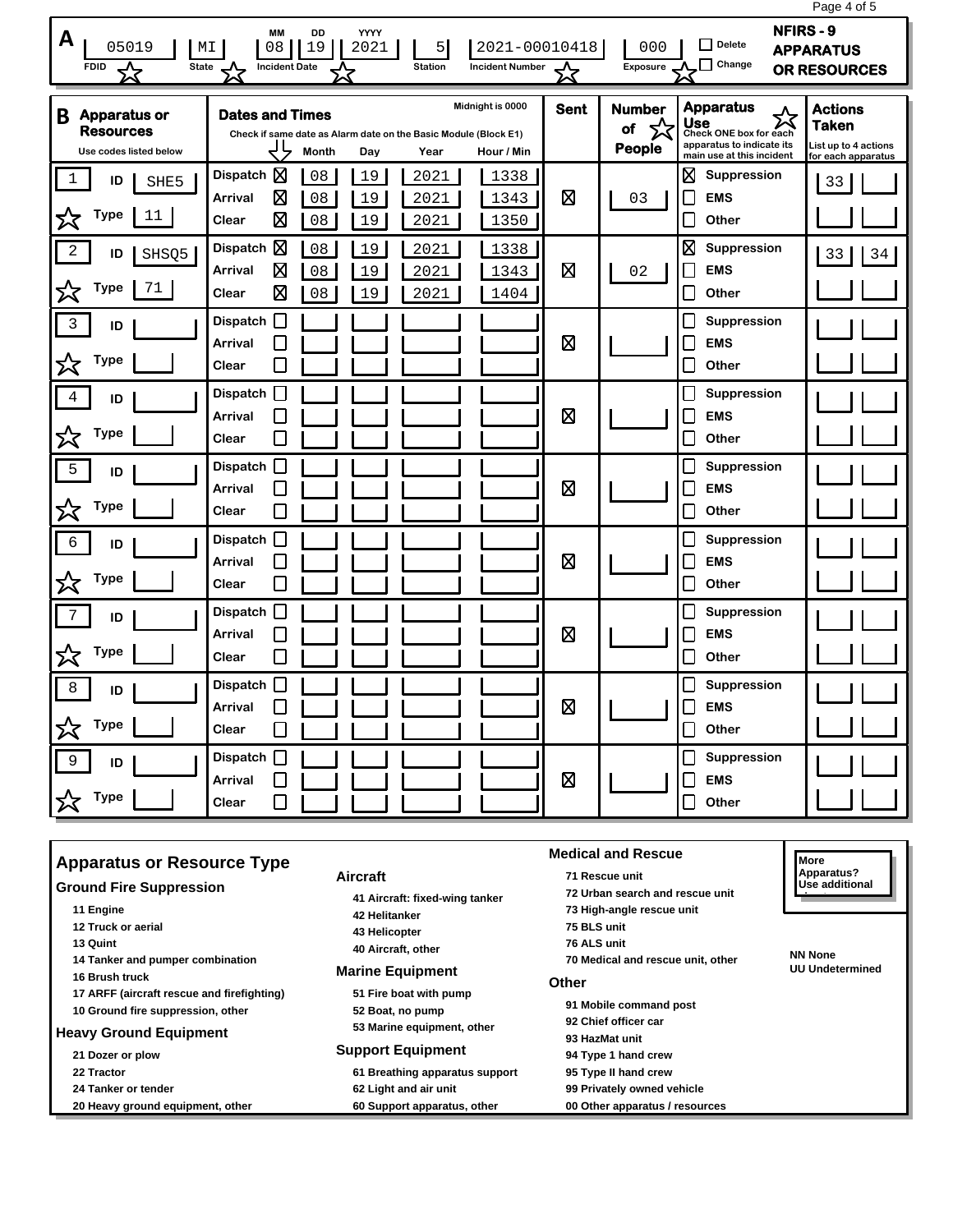# NFIRS - 9 APPARATUS OR RESOURCES

## A

| FDID | State | Incident Date (MM DD YYYY) | Station | Incident Number | Exposure | Delete | Change |
|---|---|---|---|---|---|---|---|
| 05019 | MI | 08 19 2021 | 5 | 2021-00010418 | 000 | ☐ | ☐ |

## B Apparatus or Resources

Use codes listed below

**Dates and Times** — Check if same date as Alarm date on the Basic Module (Block E1). Midnight is 0000

**Apparatus Use** — Check ONE box for each apparatus to indicate its main use at this incident

**Actions Taken** — List up to 4 actions for each apparatus

| # | ID | Type | | Same Date | Month | Day | Year | Hour / Min | Sent | Number of People | Apparatus Use | Actions Taken |
|---|---|---|---|---|---|---|---|---|---|---|---|---|
| 1 | SHE5 | 11 | Dispatch | ☒ | 08 | 19 | 2021 | 1338 | ☒ | 03 | ☒ Suppression | 33 |
| | | | Arrival | ☒ | 08 | 19 | 2021 | 1343 | | | ☐ EMS | |
| | | | Clear | ☒ | 08 | 19 | 2021 | 1350 | | | ☐ Other | |
| 2 | SHSQ5 | 71 | Dispatch | ☒ | 08 | 19 | 2021 | 1338 | ☒ | 02 | ☒ Suppression | 33, 34 |
| | | | Arrival | ☒ | 08 | 19 | 2021 | 1343 | | | ☐ EMS | |
| | | | Clear | ☒ | 08 | 19 | 2021 | 1404 | | | ☐ Other | |
| 3 | | | Dispatch / Arrival / Clear | ☐ | | | | | ☒ | | ☐ Suppression ☐ EMS ☐ Other | |
| 4 | | | Dispatch / Arrival / Clear | ☐ | | | | | ☒ | | ☐ Suppression ☐ EMS ☐ Other | |
| 5 | | | Dispatch / Arrival / Clear | ☐ | | | | | ☒ | | ☐ Suppression ☐ EMS ☐ Other | |
| 6 | | | Dispatch / Arrival / Clear | ☐ | | | | | ☒ | | ☐ Suppression ☐ EMS ☐ Other | |
| 7 | | | Dispatch / Arrival / Clear | ☐ | | | | | ☒ | | ☐ Suppression ☐ EMS ☐ Other | |
| 8 | | | Dispatch / Arrival / Clear | ☐ | | | | | ☒ | | ☐ Suppression ☐ EMS ☐ Other | |
| 9 | | | Dispatch / Arrival / Clear | ☐ | | | | | ☒ | | ☐ Suppression ☐ EMS ☐ Other | |

## Apparatus or Resource Type

### Ground Fire Suppression
- 11 Engine
- 12 Truck or aerial
- 13 Quint
- 14 Tanker and pumper combination
- 16 Brush truck
- 17 ARFF (aircraft rescue and firefighting)
- 10 Ground fire suppression, other

### Heavy Ground Equipment
- 21 Dozer or plow
- 22 Tractor
- 24 Tanker or tender
- 20 Heavy ground equipment, other

### Aircraft
- 41 Aircraft: fixed-wing tanker
- 42 Helitanker
- 43 Helicopter
- 40 Aircraft, other

### Marine Equipment
- 51 Fire boat with pump
- 52 Boat, no pump
- 53 Marine equipment, other

### Support Equipment
- 61 Breathing apparatus support
- 62 Light and air unit
- 60 Support apparatus, other

### Medical and Rescue
- 71 Rescue unit
- 72 Urban search and rescue unit
- 73 High-angle rescue unit
- 75 BLS unit
- 76 ALS unit
- 70 Medical and rescue unit, other

### Other
- 91 Mobile command post
- 92 Chief officer car
- 93 HazMat unit
- 94 Type 1 hand crew
- 95 Type II hand crew
- 99 Privately owned vehicle
- 00 Other apparatus / resources

NN None
UU Undetermined

More Apparatus? Use additional sheets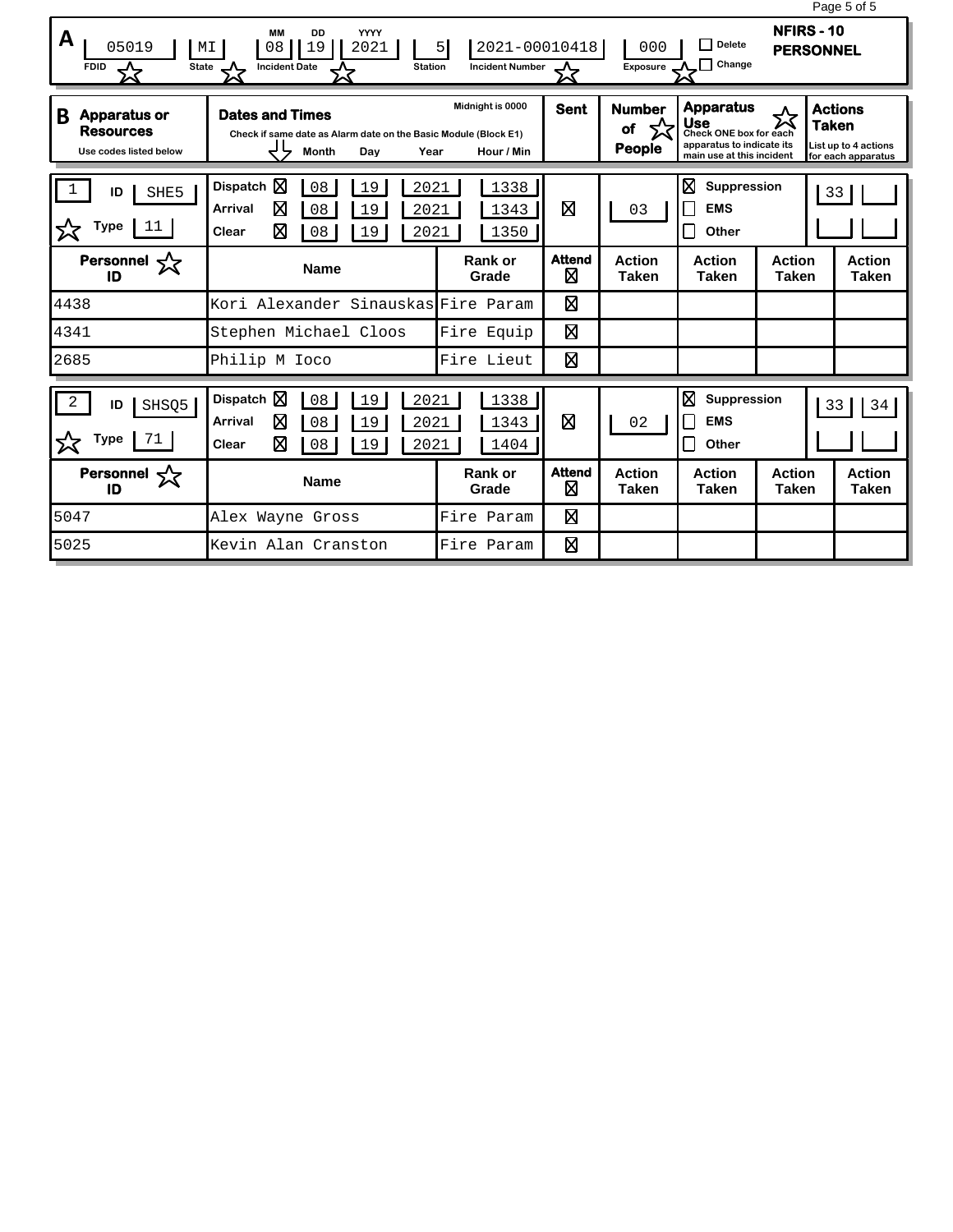## A

| FDID | State | Incident Date (MM DD YYYY) | Station | Incident Number | Exposure | Delete | Change |
|---|---|---|---|---|---|---|---|
| 05019 | MI | 08 19 2021 | 5 | 2021-00010418 | 000 | ☐ | ☐ |

**NFIRS - 10 PERSONNEL**

## B Apparatus or Resources

Use codes listed below

Dates and Times: Check if same date as Alarm date on the Basic Module (Block E1). Midnight is 0000

Apparatus Use: Check ONE box for each apparatus to indicate its main use at this incident

Actions Taken: List up to 4 actions for each apparatus

### 1

| ID | Type | | Check | Month | Day | Year | Hour / Min | Sent | Number of People | Apparatus Use | Actions Taken |
|---|---|---|---|---|---|---|---|---|---|---|---|
| SHE5 | 11 | Dispatch | ☒ | 08 | 19 | 2021 | 1338 | ☒ | 03 | ☒ Suppression | 33 |
| | | Arrival | ☒ | 08 | 19 | 2021 | 1343 | | | ☐ EMS | |
| | | Clear | ☒ | 08 | 19 | 2021 | 1350 | | | ☐ Other | |

| Personnel ID | Name | Rank or Grade | Attend | Action Taken | Action Taken | Action Taken | Action Taken |
|---|---|---|---|---|---|---|---|
| 4438 | Kori Alexander Sinauskas | Fire Param | ☒ | | | | |
| 4341 | Stephen Michael Cloos | Fire Equip | ☒ | | | | |
| 2685 | Philip M Ioco | Fire Lieut | ☒ | | | | |

### 2

| ID | Type | | Check | Month | Day | Year | Hour / Min | Sent | Number of People | Apparatus Use | Actions Taken |
|---|---|---|---|---|---|---|---|---|---|---|---|
| SHSQ5 | 71 | Dispatch | ☒ | 08 | 19 | 2021 | 1338 | ☒ | 02 | ☒ Suppression | 33, 34 |
| | | Arrival | ☒ | 08 | 19 | 2021 | 1343 | | | ☐ EMS | |
| | | Clear | ☒ | 08 | 19 | 2021 | 1404 | | | ☐ Other | |

| Personnel ID | Name | Rank or Grade | Attend | Action Taken | Action Taken | Action Taken | Action Taken |
|---|---|---|---|---|---|---|---|
| 5047 | Alex Wayne Gross | Fire Param | ☒ | | | | |
| 5025 | Kevin Alan Cranston | Fire Param | ☒ | | | | |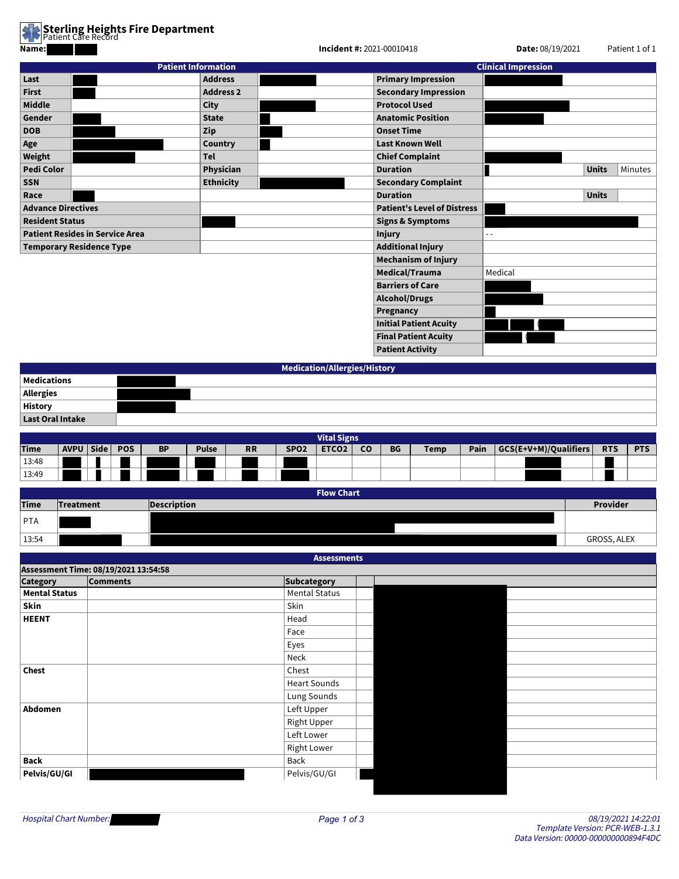# Sterling Heights Fire Department

Patient Care Record

**Name:**

**Incident #:** 2021-00010418 **Date:** 08/19/2021 Patient 1 of 1

| Patient Information | | | | Clinical Impression | | | |
|---|---|---|---|---|---|---|---|
| **Last** | | **Address** | | **Primary Impression** | | | |
| **First** | | **Address 2** | | **Secondary Impression** | | | |
| **Middle** | | **City** | | **Protocol Used** | | | |
| **Gender** | | **State** | | **Anatomic Position** | | | |
| **DOB** | | **Zip** | | **Onset Time** | | | |
| **Age** | | **Country** | | **Last Known Well** | | | |
| **Weight** | | **Tel** | | **Chief Complaint** | | | |
| **Pedi Color** | | **Physician** | | **Duration** | | **Units** | Minutes |
| **SSN** | | **Ethnicity** | | **Secondary Complaint** | | | |
| **Race** | | | | **Duration** | | **Units** | |
| **Advance Directives** | | | | **Patient's Level of Distress** | | | |
| **Resident Status** | | | | **Signs & Symptoms** | | | |
| **Patient Resides in Service Area** | | | | **Injury** | - - | | |
| **Temporary Residence Type** | | | | **Additional Injury** | | | |
| | | | | **Mechanism of Injury** | | | |
| | | | | **Medical/Trauma** | Medical | | |
| | | | | **Barriers of Care** | | | |
| | | | | **Alcohol/Drugs** | | | |
| | | | | **Pregnancy** | | | |
| | | | | **Initial Patient Acuity** | | | |
| | | | | **Final Patient Acuity** | | | |
| | | | | **Patient Activity** | | | |

| Medication/Allergies/History | |
|---|---|
| **Medications** | |
| **Allergies** | |
| **History** | |
| **Last Oral Intake** | |

| Time | AVPU | Side | POS | BP | Pulse | RR | SPO2 | ETCO2 | CO | BG | Temp | Pain | GCS(E+V+M)/Qualifiers | RTS | PTS |
|---|---|---|---|---|---|---|---|---|---|---|---|---|---|---|---|
| 13:48 | | | | | | | | | | | | | | | |
| 13:49 | | | | | | | | | | | | | | | |

| Time | Treatment | Description | Provider |
|---|---|---|---|
| PTA | | | |
| 13:54 | | | GROSS, ALEX |

**Assessments**

**Assessment Time: 08/19/2021 13:54:58**

| Category | Comments | Subcategory | |
|---|---|---|---|
| **Mental Status** | | Mental Status | |
| **Skin** | | Skin | |
| **HEENT** | | Head | |
| | | Face | |
| | | Eyes | |
| | | Neck | |
| **Chest** | | Chest | |
| | | Heart Sounds | |
| | | Lung Sounds | |
| **Abdomen** | | Left Upper | |
| | | Right Upper | |
| | | Left Lower | |
| | | Right Lower | |
| **Back** | | Back | |
| **Pelvis/GU/GI** | | Pelvis/GU/GI | |

*Hospital Chart Number:*

*08/19/2021 14:22:01*
*Template Version: PCR-WEB-1.3.1*
*Data Version: 00000-000000000894F4DC*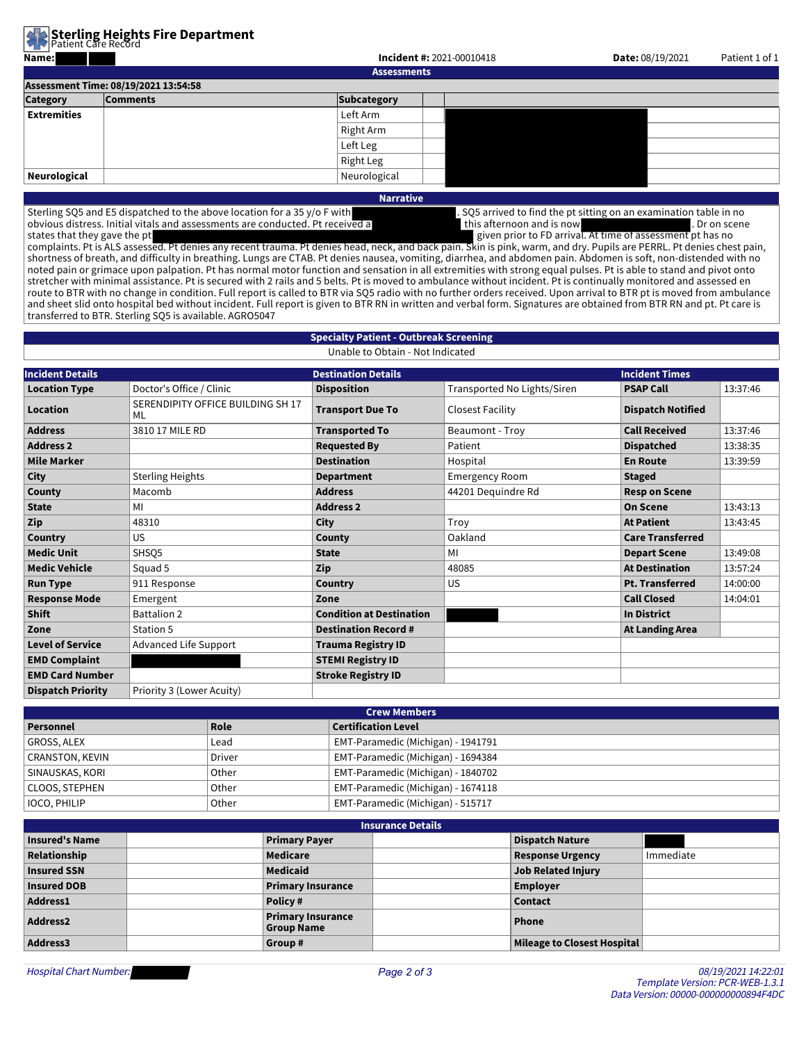# Sterling Heights Fire Department

Patient Care Record

**Name:** [redacted] **Incident #:** 2021-00010418 **Date:** 08/19/2021 Patient 1 of 1

## Assessments

**Assessment Time: 08/19/2021 13:54:58**

| Category | Comments | Subcategory | | |
|---|---|---|---|---|
| **Extremities** | | Left Arm | | |
| | | Right Arm | | |
| | | Left Leg | | |
| | | Right Leg | | |
| **Neurological** | | Neurological | | |

## Narrative

Sterling SQ5 and E5 dispatched to the above location for a 35 y/o F with [redacted]. SQ5 arrived to find the pt sitting on an examination table in no obvious distress. Initial vitals and assessments are conducted. Pt received a [redacted] this afternoon and is now [redacted]. Dr on scene states that they gave the pt [redacted] given prior to FD arrival. At time of assessment pt has no complaints. Pt is ALS assessed. Pt denies any recent trauma. Pt denies head, neck, and back pain. Skin is pink, warm, and dry. Pupils are PERRL. Pt denies chest pain, shortness of breath, and difficulty in breathing. Lungs are CTAB. Pt denies nausea, vomiting, diarrhea, and abdomen pain. Abdomen is soft, non-distended with no noted pain or grimace upon palpation. Pt has normal motor function and sensation in all extremities with strong equal pulses. Pt is able to stand and pivot onto stretcher with minimal assistance. Pt is secured with 2 rails and 5 belts. Pt is moved to ambulance without incident. Pt is continually monitored and assessed en route to BTR with no change in condition. Full report is called to BTR via SQ5 radio with no further orders received. Upon arrival to BTR pt is moved from ambulance and sheet slid onto hospital bed without incident. Full report is given to BTR RN in written and verbal form. Signatures are obtained from BTR RN and pt. Pt care is transferred to BTR. Sterling SQ5 is available. AGRO5047

## Specialty Patient - Outbreak Screening

Unable to Obtain - Not Indicated

| Incident Details | | Destination Details | | Incident Times | |
|---|---|---|---|---|---|
| **Location Type** | Doctor's Office / Clinic | **Disposition** | Transported No Lights/Siren | **PSAP Call** | 13:37:46 |
| **Location** | SERENDIPITY OFFICE BUILDING SH 17 ML | **Transport Due To** | Closest Facility | **Dispatch Notified** | |
| **Address** | 3810 17 MILE RD | **Transported To** | Beaumont - Troy | **Call Received** | 13:37:46 |
| **Address 2** | | **Requested By** | Patient | **Dispatched** | 13:38:35 |
| **Mile Marker** | | **Destination** | Hospital | **En Route** | 13:39:59 |
| **City** | Sterling Heights | **Department** | Emergency Room | **Staged** | |
| **County** | Macomb | **Address** | 44201 Dequindre Rd | **Resp on Scene** | |
| **State** | MI | **Address 2** | | **On Scene** | 13:43:13 |
| **Zip** | 48310 | **City** | Troy | **At Patient** | 13:43:45 |
| **Country** | US | **County** | Oakland | **Care Transferred** | |
| **Medic Unit** | SHSQ5 | **State** | MI | **Depart Scene** | 13:49:08 |
| **Medic Vehicle** | Squad 5 | **Zip** | 48085 | **At Destination** | 13:57:24 |
| **Run Type** | 911 Response | **Country** | US | **Pt. Transferred** | 14:00:00 |
| **Response Mode** | Emergent | **Zone** | | **Call Closed** | 14:04:01 |
| **Shift** | Battalion 2 | **Condition at Destination** | [redacted] | **In District** | |
| **Zone** | Station 5 | **Destination Record #** | | **At Landing Area** | |
| **Level of Service** | Advanced Life Support | **Trauma Registry ID** | | | |
| **EMD Complaint** | [redacted] | **STEMI Registry ID** | | | |
| **EMD Card Number** | | **Stroke Registry ID** | | | |
| **Dispatch Priority** | Priority 3 (Lower Acuity) | | | | |

## Crew Members

| Personnel | Role | Certification Level |
|---|---|---|
| GROSS, ALEX | Lead | EMT-Paramedic (Michigan) - 1941791 |
| CRANSTON, KEVIN | Driver | EMT-Paramedic (Michigan) - 1694384 |
| SINAUSKAS, KORI | Other | EMT-Paramedic (Michigan) - 1840702 |
| CLOOS, STEPHEN | Other | EMT-Paramedic (Michigan) - 1674118 |
| IOCO, PHILIP | Other | EMT-Paramedic (Michigan) - 515717 |

## Insurance Details

| | | | | | |
|---|---|---|---|---|---|
| **Insured's Name** | | **Primary Payer** | | **Dispatch Nature** | [redacted] |
| **Relationship** | | **Medicare** | | **Response Urgency** | Immediate |
| **Insured SSN** | | **Medicaid** | | **Job Related Injury** | |
| **Insured DOB** | | **Primary Insurance** | | **Employer** | |
| **Address1** | | **Policy #** | | **Contact** | |
| **Address2** | | **Primary Insurance Group Name** | | **Phone** | |
| **Address3** | | **Group #** | | **Mileage to Closest Hospital** | |

*Hospital Chart Number:* [redacted]

*08/19/2021 14:22:01*
*Template Version: PCR-WEB-1.3.1*
*Data Version: 00000-000000000894F4DC*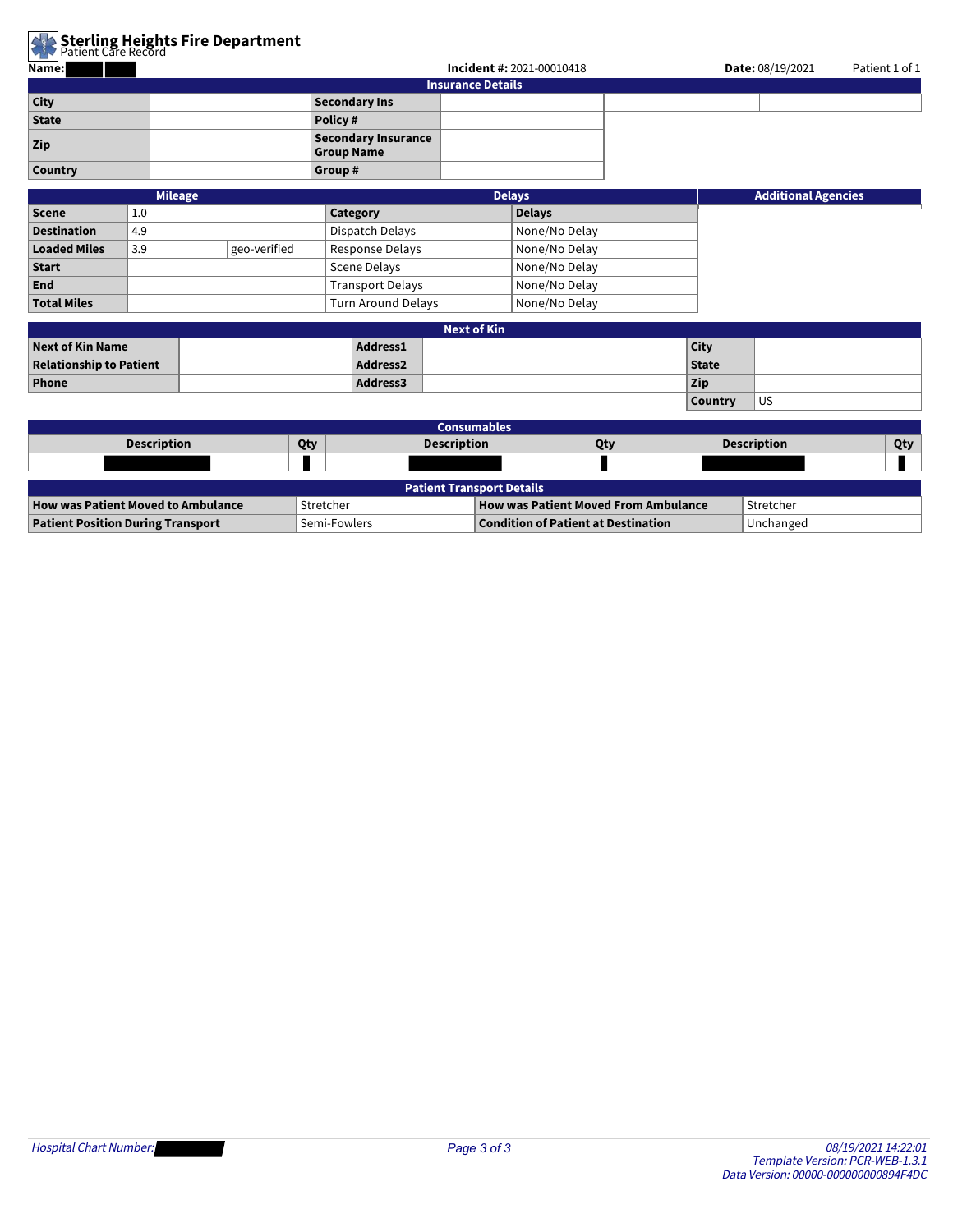**Sterling Heights Fire Department**
Patient Care Record

**Name:** 

**Incident #:** 2021-00010418

**Date:** 08/19/2021

Patient 1 of 1

| Insurance Details | | | |
|---|---|---|---|
| **City** | | **Secondary Ins** | |
| **State** | | **Policy #** | |
| **Zip** | | **Secondary Insurance Group Name** | |
| **Country** | | **Group #** | |

| Mileage | | |
|---|---|---|
| **Scene** | 1.0 | |
| **Destination** | 4.9 | |
| **Loaded Miles** | 3.9 | geo-verified |
| **Start** | | |
| **End** | | |
| **Total Miles** | | |

| Category | Delays |
|---|---|
| Dispatch Delays | None/No Delay |
| Response Delays | None/No Delay |
| Scene Delays | None/No Delay |
| Transport Delays | None/No Delay |
| Turn Around Delays | None/No Delay |

**Additional Agencies**

| Next of Kin | | | | | |
|---|---|---|---|---|---|
| **Next of Kin Name** | | **Address1** | | **City** | |
| **Relationship to Patient** | | **Address2** | | **State** | |
| **Phone** | | **Address3** | | **Zip** | |
| | | | | **Country** | US |

| Description | Qty | Description | Qty | Description | Qty |
|---|---|---|---|---|---|
| | | | | | |

| Patient Transport Details | | | |
|---|---|---|---|
| **How was Patient Moved to Ambulance** | Stretcher | **How was Patient Moved From Ambulance** | Stretcher |
| **Patient Position During Transport** | Semi-Fowlers | **Condition of Patient at Destination** | Unchanged |

*Hospital Chart Number:*

*08/19/2021 14:22:01*
*Template Version: PCR-WEB-1.3.1*
*Data Version: 00000-000000000894F4DC*